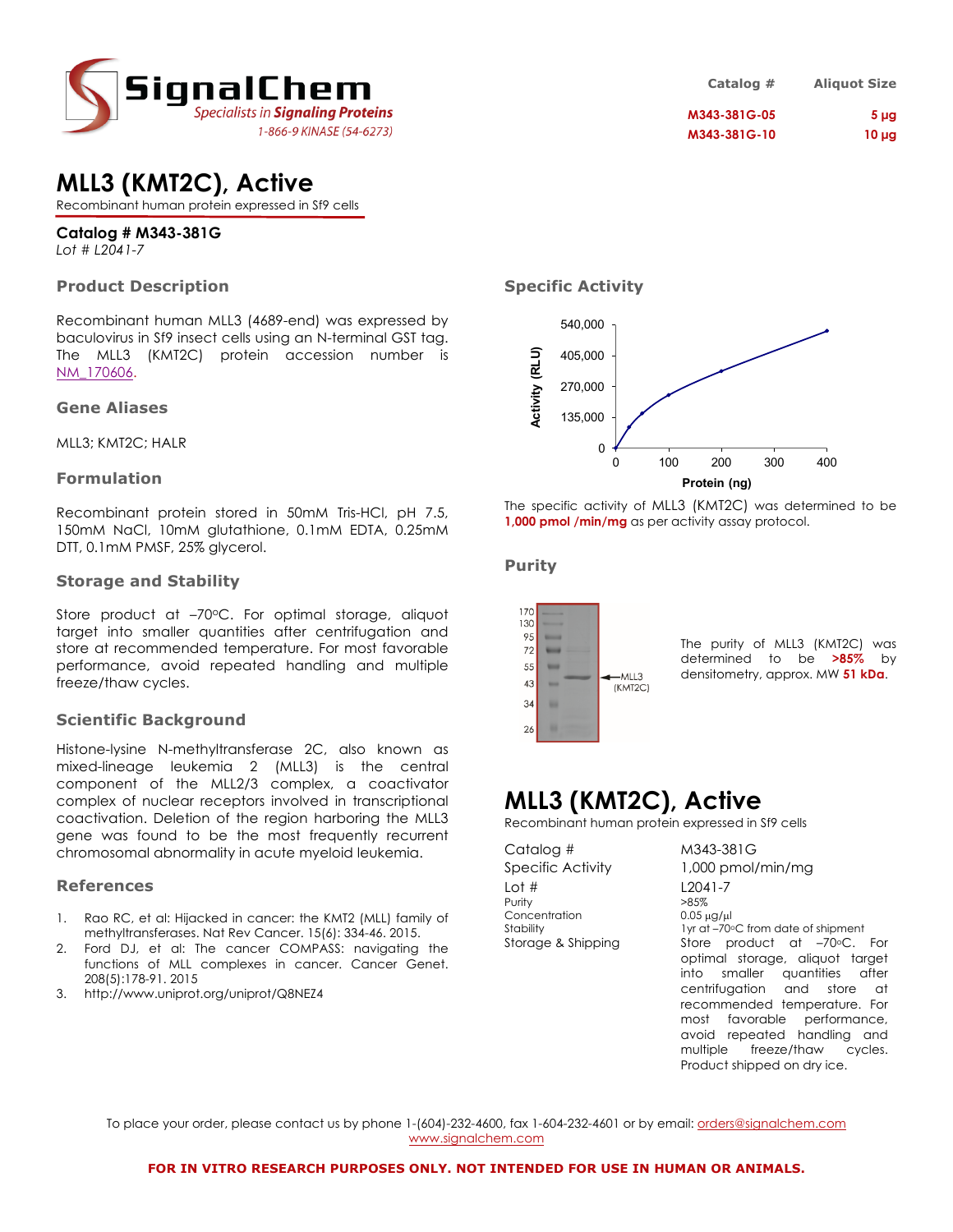SignalChem
*Specialists in **Signaling Proteins***
1-866-9 KINASE (54-6273)

| Catalog # | Aliquot Size |
|---|---|
| M343-381G-05 | 5 µg |
| M343-381G-10 | 10 µg |

# MLL3 (KMT2C), Active

Recombinant human protein expressed in Sf9 cells

**Catalog # M343-381G**
*Lot # L2041-7*

## Product Description

Recombinant human MLL3 (4689-end) was expressed by baculovirus in Sf9 insect cells using an N-terminal GST tag. The MLL3 (KMT2C) protein accession number is NM_170606.

## Gene Aliases

MLL3; KMT2C; HALR

## Formulation

Recombinant protein stored in 50mM Tris-HCl, pH 7.5, 150mM NaCl, 10mM glutathione, 0.1mM EDTA, 0.25mM DTT, 0.1mM PMSF, 25% glycerol.

## Storage and Stability

Store product at –70ºC. For optimal storage, aliquot target into smaller quantities after centrifugation and store at recommended temperature. For most favorable performance, avoid repeated handling and multiple freeze/thaw cycles.

## Scientific Background

Histone-lysine N-methyltransferase 2C, also known as mixed-lineage leukemia 2 (MLL3) is the central component of the MLL2/3 complex, a coactivator complex of nuclear receptors involved in transcriptional coactivation. Deletion of the region harboring the MLL3 gene was found to be the most frequently recurrent chromosomal abnormality in acute myeloid leukemia.

## References

1. Rao RC, et al: Hijacked in cancer: the KMT2 (MLL) family of methyltransferases. Nat Rev Cancer. 15(6): 334-46. 2015.
2. Ford DJ, et al: The cancer COMPASS: navigating the functions of MLL complexes in cancer. Cancer Genet. 208(5):178-91. 2015
3. http://www.uniprot.org/uniprot/Q8NEZ4

## Specific Activity

The specific activity of MLL3 (KMT2C) was determined to be **1,000 pmol /min/mg** as per activity assay protocol.

## Purity

The purity of MLL3 (KMT2C) was determined to be ***>85%*** by densitometry, approx. MW **51 kDa**.

# MLL3 (KMT2C), Active

Recombinant human protein expressed in Sf9 cells

| | |
|---|---|
| Catalog # | M343-381G |
| Specific Activity | 1,000 pmol/min/mg |
| Lot # | L2041-7 |
| Purity | >85% |
| Concentration | 0.05 µg/µl |
| Stability | 1yr at –70ºC from date of shipment |
| Storage & Shipping | Store product at –70ºC. For optimal storage, aliquot target into smaller quantities after centrifugation and store at recommended temperature. For most favorable performance, avoid repeated handling and multiple freeze/thaw cycles. Product shipped on dry ice. |

To place your order, please contact us by phone 1-(604)-232-4600, fax 1-604-232-4601 or by email: orders@signalchem.com
www.signalchem.com

**FOR IN VITRO RESEARCH PURPOSES ONLY. NOT INTENDED FOR USE IN HUMAN OR ANIMALS.**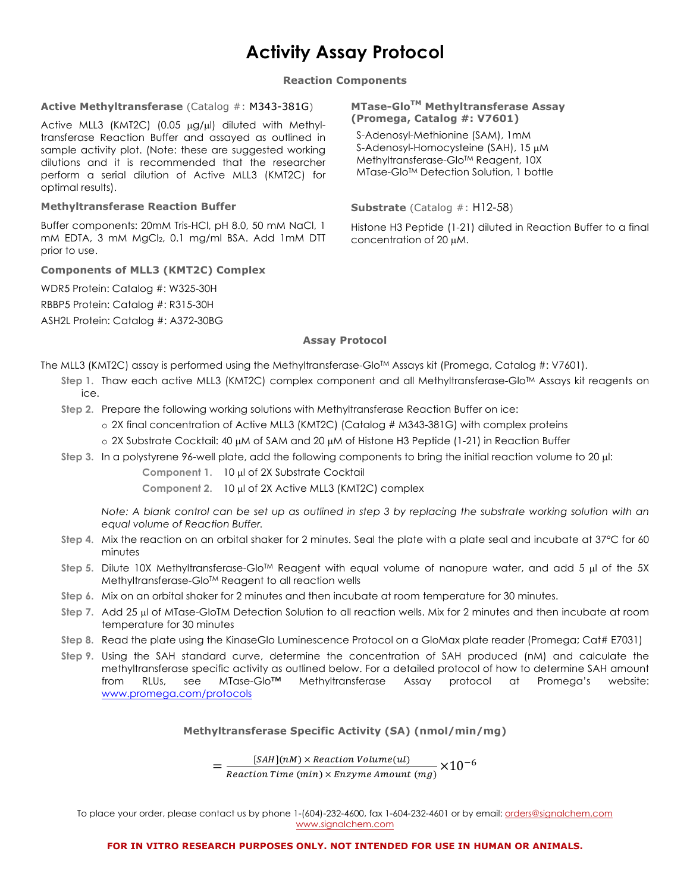# Activity Assay Protocol

### Reaction Components

**Active Methyltransferase** (Catalog #: M343-381G)

Active MLL3 (KMT2C) (0.05 µg/µl) diluted with Methyltransferase Reaction Buffer and assayed as outlined in sample activity plot. (Note: these are suggested working dilutions and it is recommended that the researcher perform a serial dilution of Active MLL3 (KMT2C) for optimal results).

**Methyltransferase Reaction Buffer**

Buffer components: 20mM Tris-HCl, pH 8.0, 50 mM NaCl, 1 mM EDTA, 3 mM $MgCl_2$, 0.1 mg/ml BSA. Add 1mM DTT prior to use.

**Components of MLL3 (KMT2C) Complex**

WDR5 Protein: Catalog #: W325-30H

RBBP5 Protein: Catalog #: R315-30H

ASH2L Protein: Catalog #: A372-30BG

**MTase-Glo™ Methyltransferase Assay (Promega, Catalog #: V7601)**

S-Adenosyl-Methionine (SAM), 1mM
S-Adenosyl-Homocysteine (SAH), 15 µM
Methyltransferase-Glo™ Reagent, 10X
MTase-Glo™ Detection Solution, 1 bottle

**Substrate** (Catalog #: H12-58)

Histone H3 Peptide (1-21) diluted in Reaction Buffer to a final concentration of 20 µM.

### Assay Protocol

The MLL3 (KMT2C) assay is performed using the Methyltransferase-Glo™ Assays kit (Promega, Catalog #: V7601).

**Step 1.** Thaw each active MLL3 (KMT2C) complex component and all Methyltransferase-Glo™ Assays kit reagents on ice.

**Step 2.** Prepare the following working solutions with Methyltransferase Reaction Buffer on ice:

- 2X final concentration of Active MLL3 (KMT2C) (Catalog # M343-381G) with complex proteins
- 2X Substrate Cocktail: 40 µM of SAM and 20 µM of Histone H3 Peptide (1-21) in Reaction Buffer

**Step 3.** In a polystyrene 96-well plate, add the following components to bring the initial reaction volume to 20 µl:

**Component 1.** 10 µl of 2X Substrate Cocktail

**Component 2.** 10 µl of 2X Active MLL3 (KMT2C) complex

*Note: A blank control can be set up as outlined in step 3 by replacing the substrate working solution with an equal volume of Reaction Buffer.*

**Step 4.** Mix the reaction on an orbital shaker for 2 minutes. Seal the plate with a plate seal and incubate at 37°C for 60 minutes

**Step 5.** Dilute 10X Methyltransferase-Glo™ Reagent with equal volume of nanopure water, and add 5 µl of the 5X Methyltransferase-Glo™ Reagent to all reaction wells

**Step 6.** Mix on an orbital shaker for 2 minutes and then incubate at room temperature for 30 minutes.

**Step 7.** Add 25 µl of MTase-GloTM Detection Solution to all reaction wells. Mix for 2 minutes and then incubate at room temperature for 30 minutes

**Step 8.** Read the plate using the KinaseGlo Luminescence Protocol on a GloMax plate reader (Promega; Cat# E7031)

**Step 9.** Using the SAH standard curve, determine the concentration of SAH produced (nM) and calculate the methyltransferase specific activity as outlined below. For a detailed protocol of how to determine SAH amount from RLUs, see MTase-Glo™ Methyltransferase Assay protocol at Promega's website: www.promega.com/protocols

**Methyltransferase Specific Activity (SA) (nmol/min/mg)**

$$= \frac{[SAH](nM) \times Reaction\ Volume(ul)}{Reaction\ Time\ (min) \times Enzyme\ Amount\ (mg)} \times 10^{-6}$$

To place your order, please contact us by phone 1-(604)-232-4600, fax 1-604-232-4601 or by email: orders@signalchem.com
www.signalchem.com

**FOR IN VITRO RESEARCH PURPOSES ONLY. NOT INTENDED FOR USE IN HUMAN OR ANIMALS.**